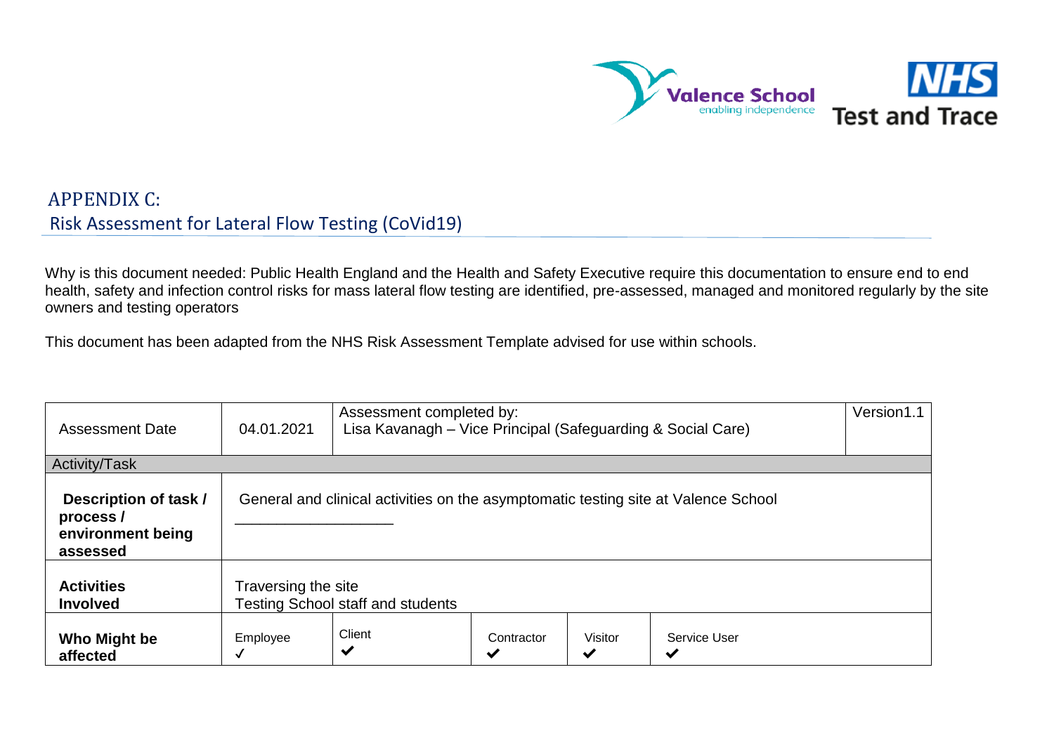# APPENDIX C:

## Risk Assessment for Lateral Flow Testing (CoVid19)

Why is this document needed: Public Health England and the Health and Safety Executive require this documentation to ensure end to end health, safety and infection control risks for mass lateral flow testing are identified, pre-assessed, managed and monitored regularly by the site owners and testing operators

This document has been adapted from the NHS Risk Assessment Template advised for use within schools.

| Assessment Date | 04.01.2021 | Assessment completed by: Lisa Kavanagh – Vice Principal (Safeguarding & Social Care) | | | | Version1.1 |
|---|---|---|---|---|---|---|
| Activity/Task | | | | | | |
| **Description of task / process / environment being assessed** | General and clinical activities on the asymptomatic testing site at Valence School ___________________ | | | | | |
| **Activities Involved** | Traversing the site<br>Testing School staff and students | | | | | |
| **Who Might be affected** | Employee ✓ | Client ✔ | Contractor ✔ | Visitor ✔ | Service User ✔ | |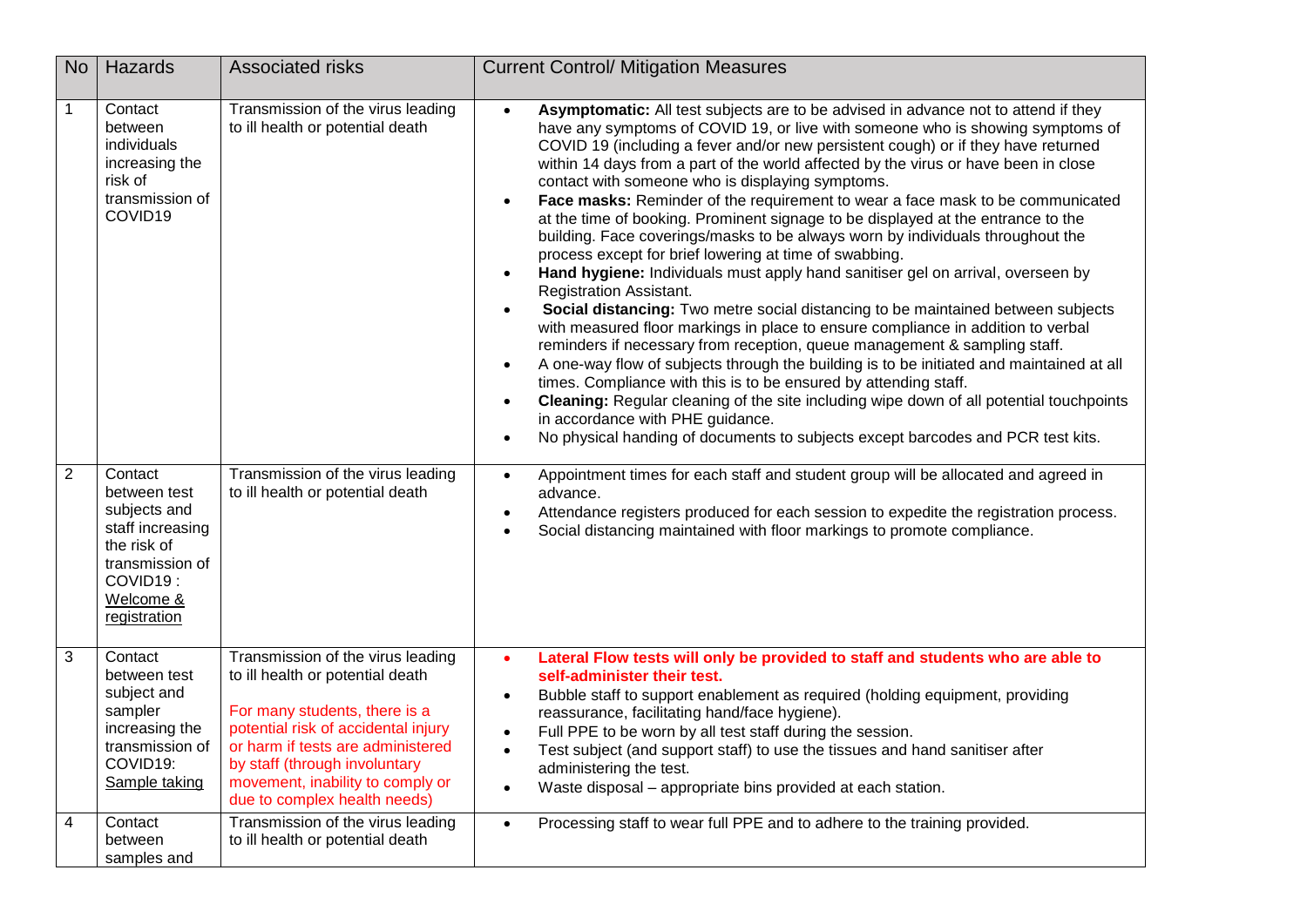| No | Hazards | Associated risks | Current Control/ Mitigation Measures |
|---|---|---|---|
| 1 | Contact between individuals increasing the risk of transmission of COVID19 | Transmission of the virus leading to ill health or potential death | • **Asymptomatic:** All test subjects are to be advised in advance not to attend if they have any symptoms of COVID 19, or live with someone who is showing symptoms of COVID 19 (including a fever and/or new persistent cough) or if they have returned within 14 days from a part of the world affected by the virus or have been in close contact with someone who is displaying symptoms.<br>• **Face masks:** Reminder of the requirement to wear a face mask to be communicated at the time of booking. Prominent signage to be displayed at the entrance to the building. Face coverings/masks to be always worn by individuals throughout the process except for brief lowering at time of swabbing.<br>• **Hand hygiene:** Individuals must apply hand sanitiser gel on arrival, overseen by Registration Assistant.<br>• **Social distancing:** Two metre social distancing to be maintained between subjects with measured floor markings in place to ensure compliance in addition to verbal reminders if necessary from reception, queue management & sampling staff.<br>• A one-way flow of subjects through the building is to be initiated and maintained at all times. Compliance with this is to be ensured by attending staff.<br>• **Cleaning:** Regular cleaning of the site including wipe down of all potential touchpoints in accordance with PHE guidance.<br>• No physical handing of documents to subjects except barcodes and PCR test kits. |
| 2 | Contact between test subjects and staff increasing the risk of transmission of COVID19 : Welcome & registration | Transmission of the virus leading to ill health or potential death | • Appointment times for each staff and student group will be allocated and agreed in advance.<br>• Attendance registers produced for each session to expedite the registration process.<br>• Social distancing maintained with floor markings to promote compliance. |
| 3 | Contact between test subject and sampler increasing the transmission of COVID19: Sample taking | Transmission of the virus leading to ill health or potential death<br><br>For many students, there is a potential risk of accidental injury or harm if tests are administered by staff (through involuntary movement, inability to comply or due to complex health needs) | • **Lateral Flow tests will only be provided to staff and students who are able to self-administer their test.**<br>• Bubble staff to support enablement as required (holding equipment, providing reassurance, facilitating hand/face hygiene).<br>• Full PPE to be worn by all test staff during the session.<br>• Test subject (and support staff) to use the tissues and hand sanitiser after administering the test.<br>• Waste disposal – appropriate bins provided at each station. |
| 4 | Contact between samples and | Transmission of the virus leading to ill health or potential death | • Processing staff to wear full PPE and to adhere to the training provided. |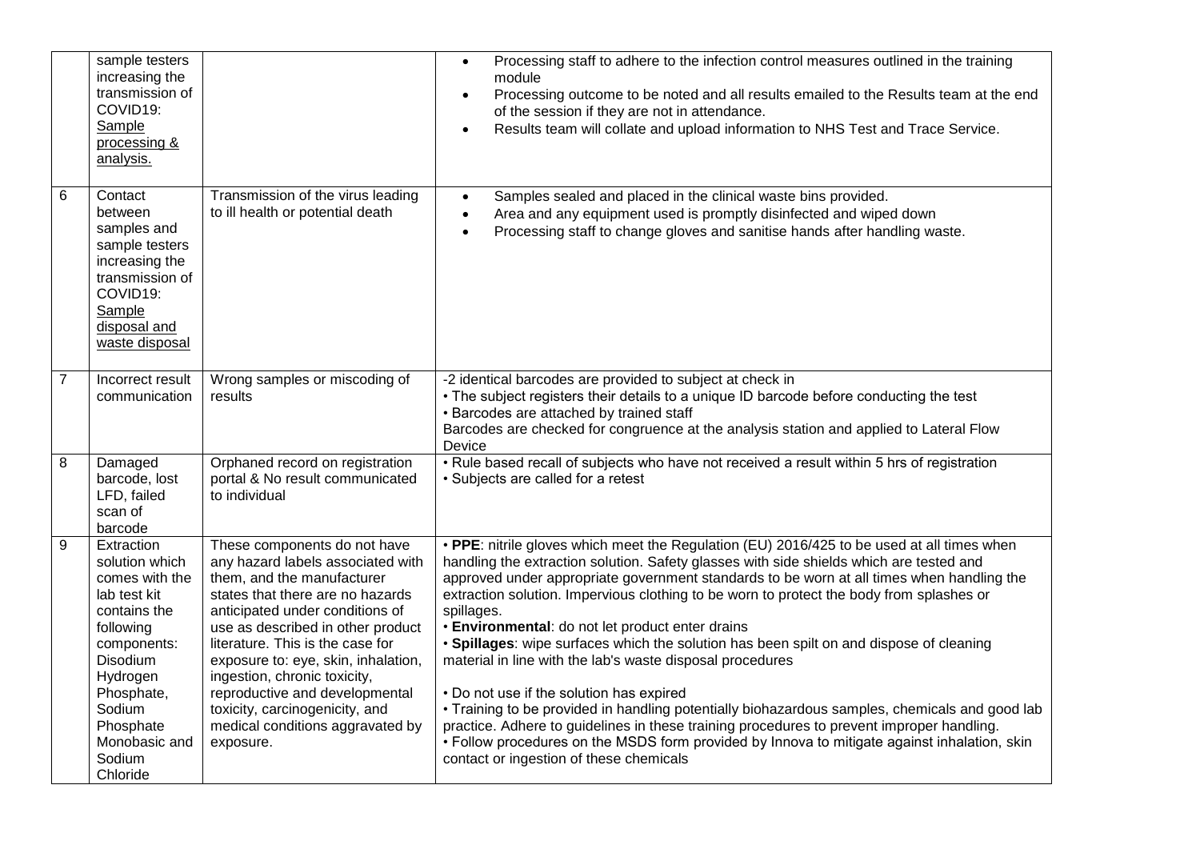| | | | |
|---|---|---|---|
| | sample testers increasing the transmission of COVID19: Sample processing & analysis. | | • Processing staff to adhere to the infection control measures outlined in the training module<br>• Processing outcome to be noted and all results emailed to the Results team at the end of the session if they are not in attendance.<br>• Results team will collate and upload information to NHS Test and Trace Service. |
| 6 | Contact between samples and sample testers increasing the transmission of COVID19: Sample disposal and waste disposal | Transmission of the virus leading to ill health or potential death | • Samples sealed and placed in the clinical waste bins provided.<br>• Area and any equipment used is promptly disinfected and wiped down<br>• Processing staff to change gloves and sanitise hands after handling waste. |
| 7 | Incorrect result communication | Wrong samples or miscoding of results | -2 identical barcodes are provided to subject at check in<br>• The subject registers their details to a unique ID barcode before conducting the test<br>• Barcodes are attached by trained staff<br>Barcodes are checked for congruence at the analysis station and applied to Lateral Flow Device |
| 8 | Damaged barcode, lost LFD, failed scan of barcode | Orphaned record on registration portal & No result communicated to individual | • Rule based recall of subjects who have not received a result within 5 hrs of registration<br>• Subjects are called for a retest |
| 9 | Extraction solution which comes with the lab test kit contains the following components: Disodium Hydrogen Phosphate, Sodium Phosphate Monobasic and Sodium Chloride | These components do not have any hazard labels associated with them, and the manufacturer states that there are no hazards anticipated under conditions of use as described in other product literature. This is the case for exposure to: eye, skin, inhalation, ingestion, chronic toxicity, reproductive and developmental toxicity, carcinogenicity, and medical conditions aggravated by exposure. | • **PPE**: nitrile gloves which meet the Regulation (EU) 2016/425 to be used at all times when handling the extraction solution. Safety glasses with side shields which are tested and approved under appropriate government standards to be worn at all times when handling the extraction solution. Impervious clothing to be worn to protect the body from splashes or spillages.<br>• **Environmental**: do not let product enter drains<br>• **Spillages**: wipe surfaces which the solution has been spilt on and dispose of cleaning material in line with the lab's waste disposal procedures<br><br>• Do not use if the solution has expired<br>• Training to be provided in handling potentially biohazardous samples, chemicals and good lab practice. Adhere to guidelines in these training procedures to prevent improper handling.<br>• Follow procedures on the MSDS form provided by Innova to mitigate against inhalation, skin contact or ingestion of these chemicals |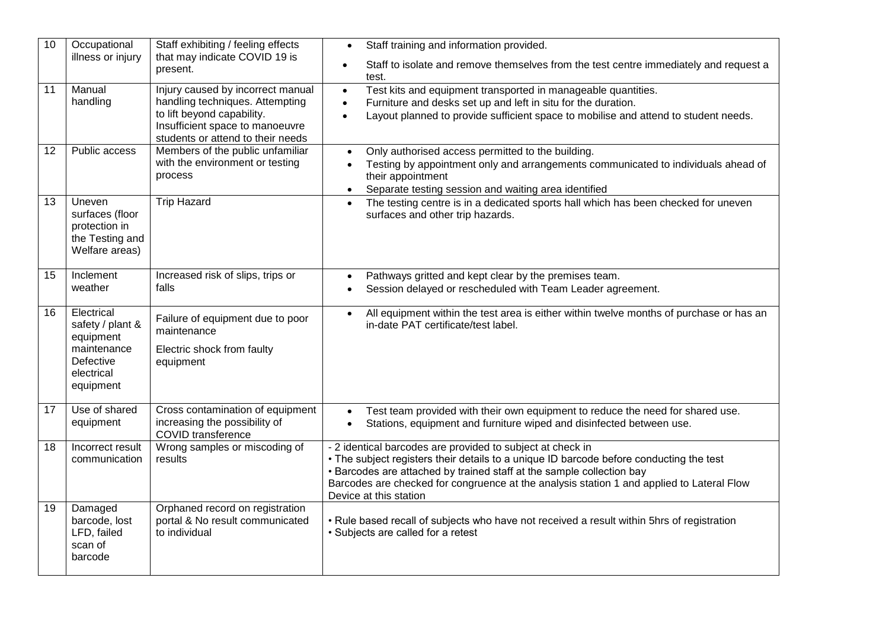| 10 | Occupational illness or injury | Staff exhibiting / feeling effects that may indicate COVID 19 is present. | • Staff training and information provided.<br>• Staff to isolate and remove themselves from the test centre immediately and request a test. |
|---|---|---|---|
| 11 | Manual handling | Injury caused by incorrect manual handling techniques. Attempting to lift beyond capability. Insufficient space to manoeuvre students or attend to their needs | • Test kits and equipment transported in manageable quantities.<br>• Furniture and desks set up and left in situ for the duration.<br>• Layout planned to provide sufficient space to mobilise and attend to student needs. |
| 12 | Public access | Members of the public unfamiliar with the environment or testing process | • Only authorised access permitted to the building.<br>• Testing by appointment only and arrangements communicated to individuals ahead of their appointment<br>• Separate testing session and waiting area identified |
| 13 | Uneven surfaces (floor protection in the Testing and Welfare areas) | Trip Hazard | • The testing centre is in a dedicated sports hall which has been checked for uneven surfaces and other trip hazards. |
| 15 | Inclement weather | Increased risk of slips, trips or falls | • Pathways gritted and kept clear by the premises team.<br>• Session delayed or rescheduled with Team Leader agreement. |
| 16 | Electrical safety / plant & equipment maintenance Defective electrical equipment | Failure of equipment due to poor maintenance<br><br>Electric shock from faulty equipment | • All equipment within the test area is either within twelve months of purchase or has an in-date PAT certificate/test label. |
| 17 | Use of shared equipment | Cross contamination of equipment increasing the possibility of COVID transference | • Test team provided with their own equipment to reduce the need for shared use.<br>• Stations, equipment and furniture wiped and disinfected between use. |
| 18 | Incorrect result communication | Wrong samples or miscoding of results | - 2 identical barcodes are provided to subject at check in<br>• The subject registers their details to a unique ID barcode before conducting the test<br>• Barcodes are attached by trained staff at the sample collection bay<br>Barcodes are checked for congruence at the analysis station 1 and applied to Lateral Flow Device at this station |
| 19 | Damaged barcode, lost LFD, failed scan of barcode | Orphaned record on registration portal & No result communicated to individual | • Rule based recall of subjects who have not received a result within 5hrs of registration<br>• Subjects are called for a retest |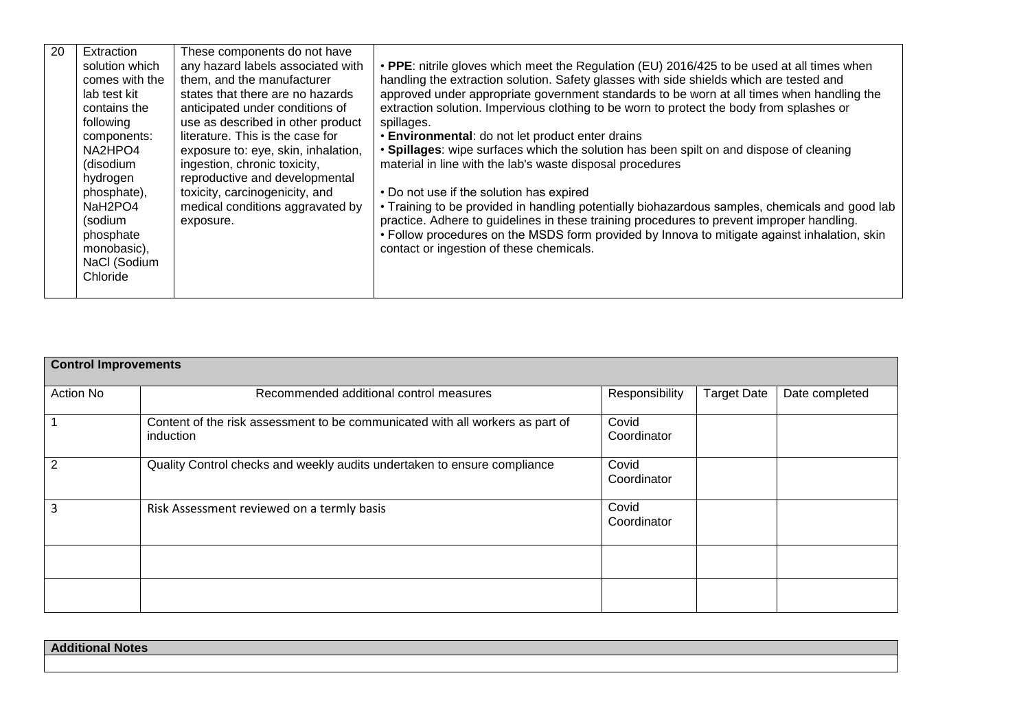| 20 | Extraction solution which comes with the lab test kit contains the following components: $NA2HPO4$ (disodium hydrogen phosphate), $NaH_2PO_4$ (sodium phosphate monobasic), NaCl (Sodium Chloride | These components do not have any hazard labels associated with them, and the manufacturer states that there are no hazards anticipated under conditions of use as described in other product literature. This is the case for exposure to: eye, skin, inhalation, ingestion, chronic toxicity, reproductive and developmental toxicity, carcinogenicity, and medical conditions aggravated by exposure. | • **PPE**: nitrile gloves which meet the Regulation (EU) 2016/425 to be used at all times when handling the extraction solution. Safety glasses with side shields which are tested and approved under appropriate government standards to be worn at all times when handling the extraction solution. Impervious clothing to be worn to protect the body from splashes or spillages.<br>• **Environmental**: do not let product enter drains<br>• **Spillages**: wipe surfaces which the solution has been spilt on and dispose of cleaning material in line with the lab's waste disposal procedures<br><br>• Do not use if the solution has expired<br>• Training to be provided in handling potentially biohazardous samples, chemicals and good lab practice. Adhere to guidelines in these training procedures to prevent improper handling.<br>• Follow procedures on the MSDS form provided by Innova to mitigate against inhalation, skin contact or ingestion of these chemicals. |
|---|---|---|---|

**Control Improvements**

| Action No | Recommended additional control measures | Responsibility | Target Date | Date completed |
|---|---|---|---|---|
| 1 | Content of the risk assessment to be communicated with all workers as part of induction | Covid Coordinator | | |
| 2 | Quality Control checks and weekly audits undertaken to ensure compliance | Covid Coordinator | | |
| 3 | Risk Assessment reviewed on a termly basis | Covid Coordinator | | |
| | | | | |
| | | | | |

**Additional Notes**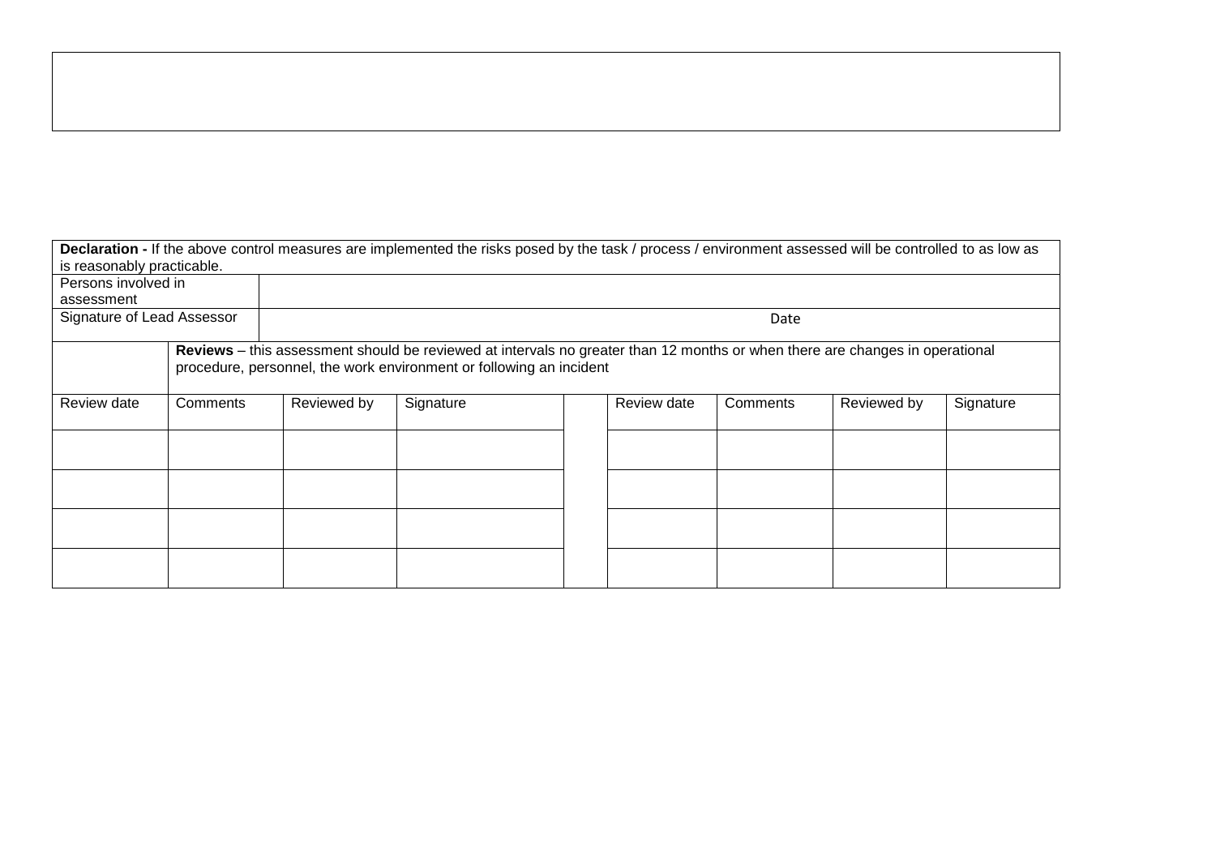**Declaration -** If the above control measures are implemented the risks posed by the task / process / environment assessed will be controlled to as low as is reasonably practicable.

| Persons involved in assessment | |
|---|---|
| Signature of Lead Assessor | Date |

| | **Reviews** – this assessment should be reviewed at intervals no greater than 12 months or when there are changes in operational procedure, personnel, the work environment or following an incident | | | | | | | |
|---|---|---|---|---|---|---|---|---|
| Review date | Comments | Reviewed by | Signature | | Review date | Comments | Reviewed by | Signature |
| | | | | | | | | |
| | | | | | | | | |
| | | | | | | | | |
| | | | | | | | | |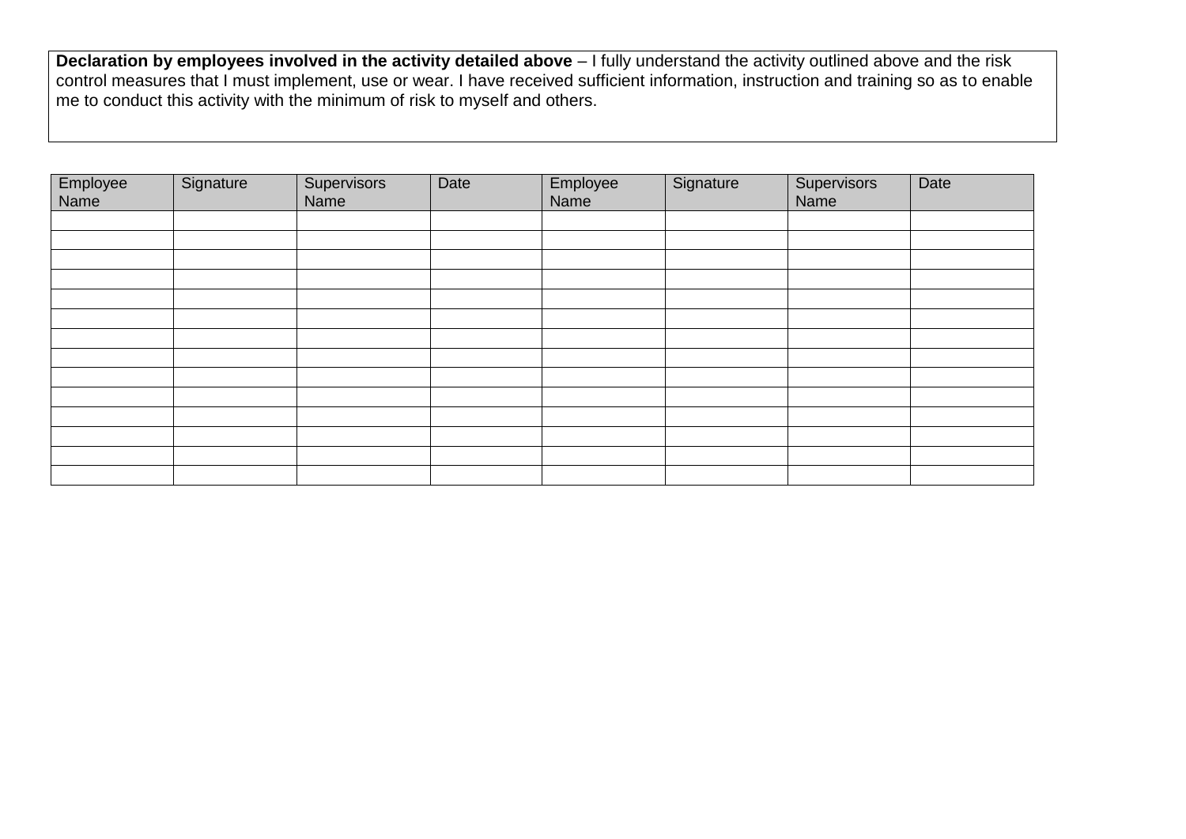**Declaration by employees involved in the activity detailed above** – I fully understand the activity outlined above and the risk control measures that I must implement, use or wear. I have received sufficient information, instruction and training so as to enable me to conduct this activity with the minimum of risk to myself and others.

| Employee Name | Signature | Supervisors Name | Date | Employee Name | Signature | Supervisors Name | Date |
|---|---|---|---|---|---|---|---|
| | | | | | | | |
| | | | | | | | |
| | | | | | | | |
| | | | | | | | |
| | | | | | | | |
| | | | | | | | |
| | | | | | | | |
| | | | | | | | |
| | | | | | | | |
| | | | | | | | |
| | | | | | | | |
| | | | | | | | |
| | | | | | | | |
| | | | | | | | |